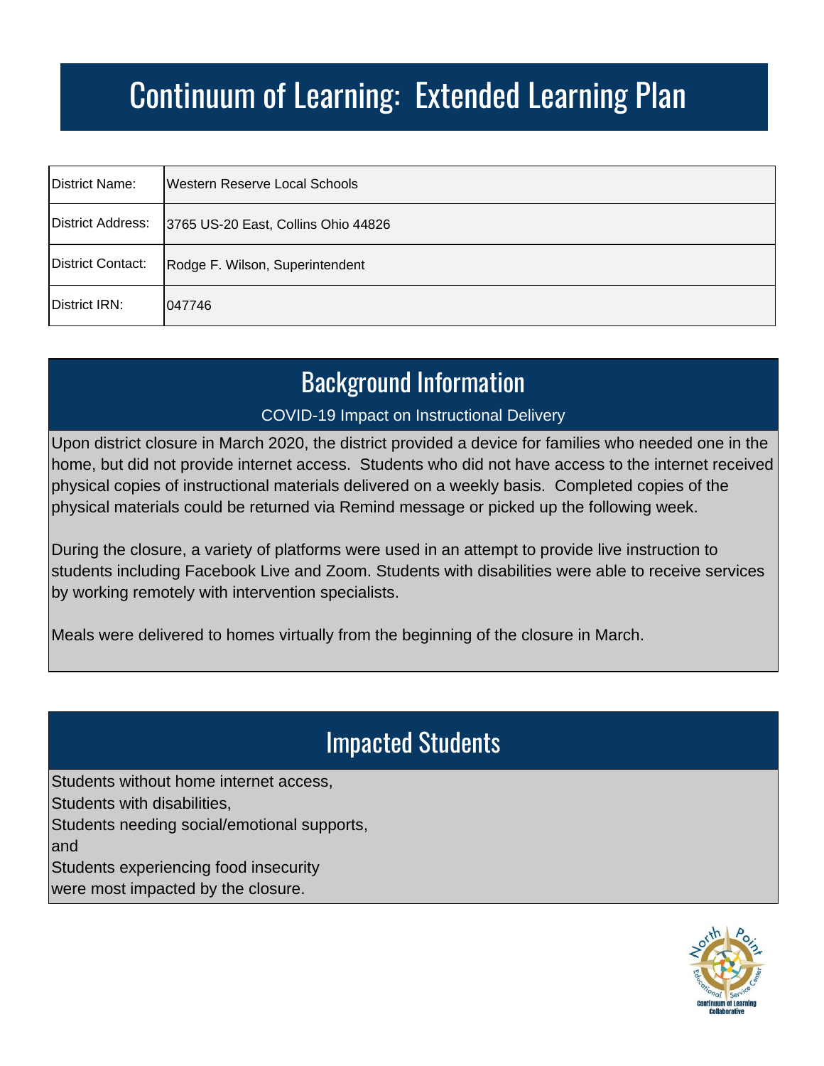# Continuum of Learning: Extended Learning Plan

| District Name: | Western Reserve Local Schools |
|---|---|
| District Address: | 3765 US-20 East, Collins Ohio 44826 |
| District Contact: | Rodge F. Wilson, Superintendent |
| District IRN: | 047746 |

## Background Information

### COVID-19 Impact on Instructional Delivery

Upon district closure in March 2020, the district provided a device for families who needed one in the home, but did not provide internet access. Students who did not have access to the internet received physical copies of instructional materials delivered on a weekly basis. Completed copies of the physical materials could be returned via Remind message or picked up the following week.

During the closure, a variety of platforms were used in an attempt to provide live instruction to students including Facebook Live and Zoom. Students with disabilities were able to receive services by working remotely with intervention specialists.

Meals were delivered to homes virtually from the beginning of the closure in March.

## Impacted Students

Students without home internet access,
Students with disabilities,
Students needing social/emotional supports,
and
Students experiencing food insecurity
were most impacted by the closure.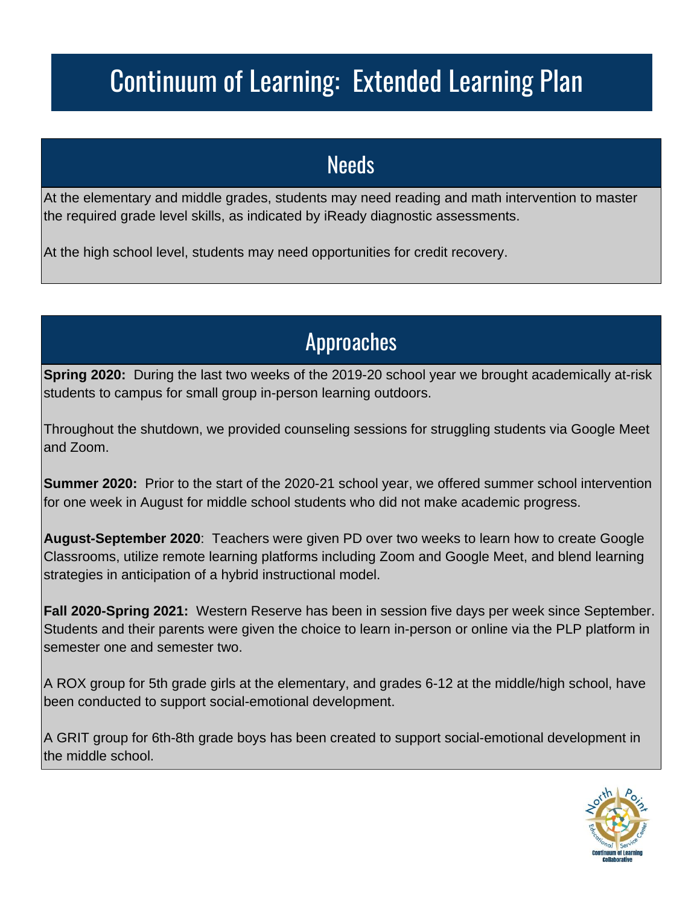# Continuum of Learning: Extended Learning Plan

## Needs

At the elementary and middle grades, students may need reading and math intervention to master the required grade level skills, as indicated by iReady diagnostic assessments.

At the high school level, students may need opportunities for credit recovery.

## Approaches

**Spring 2020:** During the last two weeks of the 2019-20 school year we brought academically at-risk students to campus for small group in-person learning outdoors.

Throughout the shutdown, we provided counseling sessions for struggling students via Google Meet and Zoom.

**Summer 2020:** Prior to the start of the 2020-21 school year, we offered summer school intervention for one week in August for middle school students who did not make academic progress.

**August-September 2020**: Teachers were given PD over two weeks to learn how to create Google Classrooms, utilize remote learning platforms including Zoom and Google Meet, and blend learning strategies in anticipation of a hybrid instructional model.

**Fall 2020-Spring 2021:** Western Reserve has been in session five days per week since September. Students and their parents were given the choice to learn in-person or online via the PLP platform in semester one and semester two.

A ROX group for 5th grade girls at the elementary, and grades 6-12 at the middle/high school, have been conducted to support social-emotional development.

A GRIT group for 6th-8th grade boys has been created to support social-emotional development in the middle school.

North Point Educational Service Center
Continuum of Learning Collaborative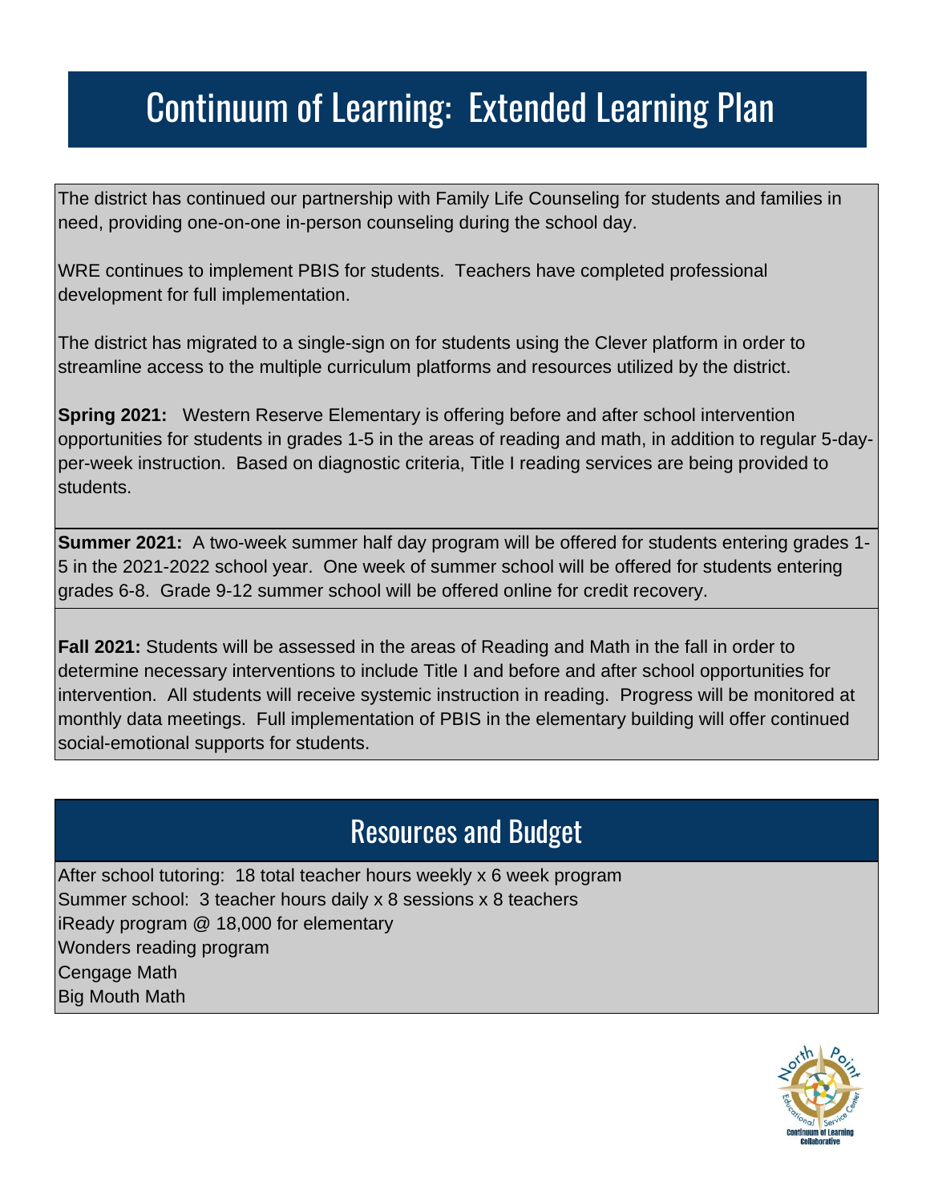# Continuum of Learning: Extended Learning Plan

The district has continued our partnership with Family Life Counseling for students and families in need, providing one-on-one in-person counseling during the school day.

WRE continues to implement PBIS for students. Teachers have completed professional development for full implementation.

The district has migrated to a single-sign on for students using the Clever platform in order to streamline access to the multiple curriculum platforms and resources utilized by the district.

**Spring 2021:** Western Reserve Elementary is offering before and after school intervention opportunities for students in grades 1-5 in the areas of reading and math, in addition to regular 5-day-per-week instruction. Based on diagnostic criteria, Title I reading services are being provided to students.

**Summer 2021:** A two-week summer half day program will be offered for students entering grades 1-5 in the 2021-2022 school year. One week of summer school will be offered for students entering grades 6-8. Grade 9-12 summer school will be offered online for credit recovery.

**Fall 2021:** Students will be assessed in the areas of Reading and Math in the fall in order to determine necessary interventions to include Title I and before and after school opportunities for intervention. All students will receive systemic instruction in reading. Progress will be monitored at monthly data meetings. Full implementation of PBIS in the elementary building will offer continued social-emotional supports for students.

## Resources and Budget

After school tutoring: 18 total teacher hours weekly x 6 week program
Summer school: 3 teacher hours daily x 8 sessions x 8 teachers
iReady program @ 18,000 for elementary
Wonders reading program
Cengage Math
Big Mouth Math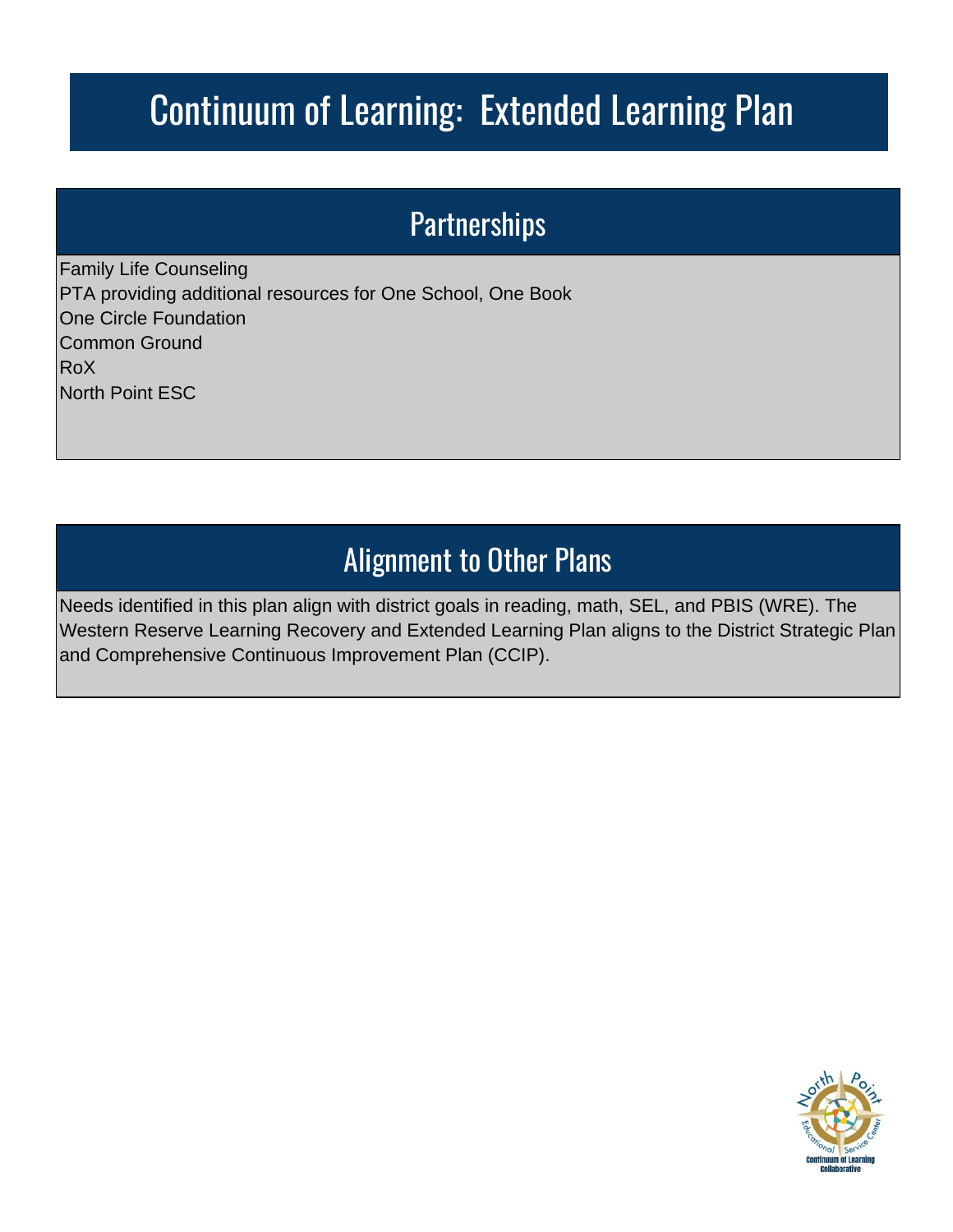# Continuum of Learning: Extended Learning Plan

## Partnerships

Family Life Counseling
PTA providing additional resources for One School, One Book
One Circle Foundation
Common Ground
RoX
North Point ESC

## Alignment to Other Plans

Needs identified in this plan align with district goals in reading, math, SEL, and PBIS (WRE). The Western Reserve Learning Recovery and Extended Learning Plan aligns to the District Strategic Plan and Comprehensive Continuous Improvement Plan (CCIP).